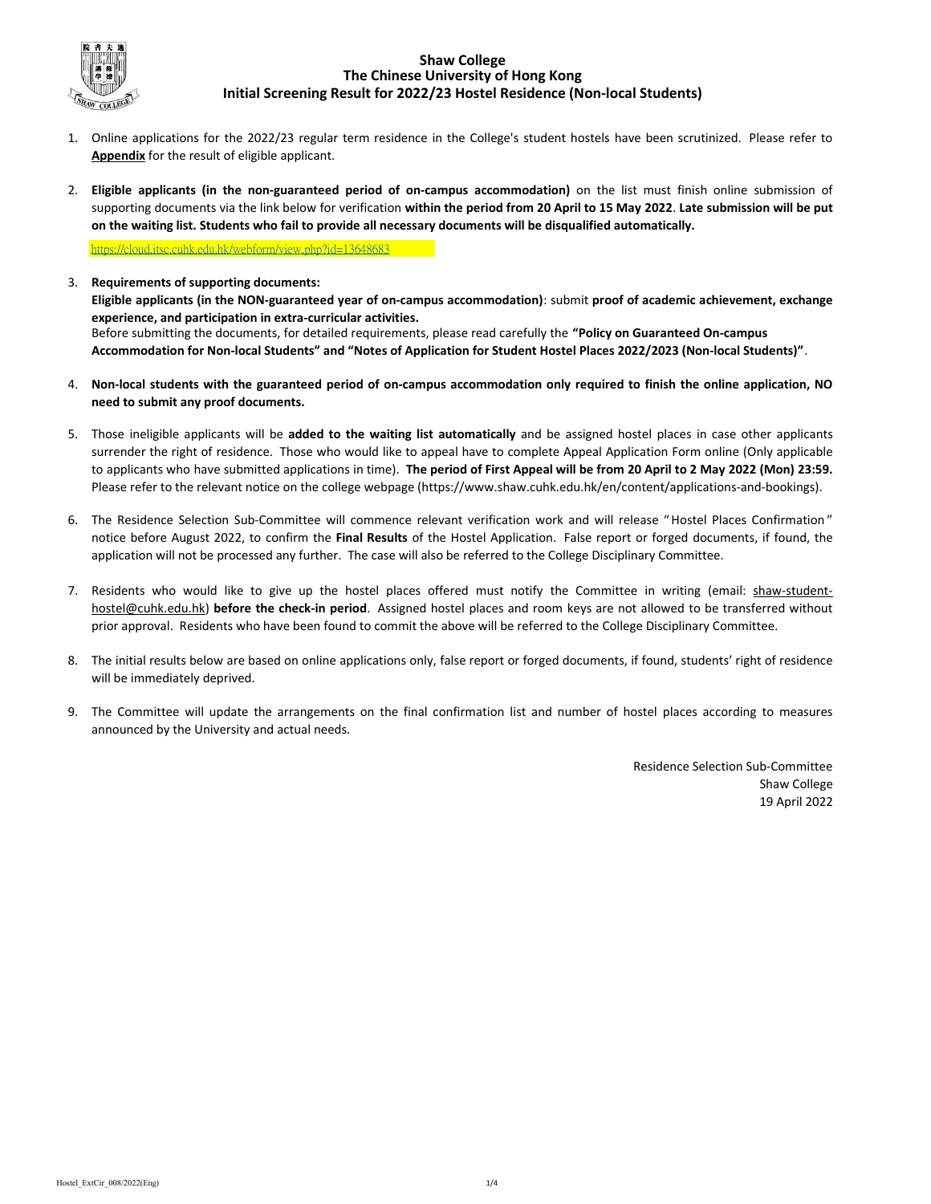# Shaw College
## The Chinese University of Hong Kong
## Initial Screening Result for 2022/23 Hostel Residence (Non-local Students)

1. Online applications for the 2022/23 regular term residence in the College's student hostels have been scrutinized. Please refer to **Appendix** for the result of eligible applicant.

2. **Eligible applicants (in the non-guaranteed period of on-campus accommodation)** on the list must finish online submission of supporting documents via the link below for verification **within the period from 20 April to 15 May 2022**. **Late submission will be put on the waiting list. Students who fail to provide all necessary documents will be disqualified automatically.**

   https://cloud.itsc.cuhk.edu.hk/webform/view.php?id=13648683

3. **Requirements of supporting documents:**
   **Eligible applicants (in the NON-guaranteed year of on-campus accommodation)**: submit **proof of academic achievement, exchange experience, and participation in extra-curricular activities.**
   Before submitting the documents, for detailed requirements, please read carefully the **"Policy on Guaranteed On-campus Accommodation for Non-local Students" and "Notes of Application for Student Hostel Places 2022/2023 (Non-local Students)"**.

4. **Non-local students with the guaranteed period of on-campus accommodation only required to finish the online application, NO need to submit any proof documents.**

5. Those ineligible applicants will be **added to the waiting list automatically** and be assigned hostel places in case other applicants surrender the right of residence. Those who would like to appeal have to complete Appeal Application Form online (Only applicable to applicants who have submitted applications in time). **The period of First Appeal will be from 20 April to 2 May 2022 (Mon) 23:59.** Please refer to the relevant notice on the college webpage (https://www.shaw.cuhk.edu.hk/en/content/applications-and-bookings).

6. The Residence Selection Sub-Committee will commence relevant verification work and will release "Hostel Places Confirmation" notice before August 2022, to confirm the **Final Results** of the Hostel Application. False report or forged documents, if found, the application will not be processed any further. The case will also be referred to the College Disciplinary Committee.

7. Residents who would like to give up the hostel places offered must notify the Committee in writing (email: shaw-student-hostel@cuhk.edu.hk) **before the check-in period**. Assigned hostel places and room keys are not allowed to be transferred without prior approval. Residents who have been found to commit the above will be referred to the College Disciplinary Committee.

8. The initial results below are based on online applications only, false report or forged documents, if found, students' right of residence will be immediately deprived.

9. The Committee will update the arrangements on the final confirmation list and number of hostel places according to measures announced by the University and actual needs.

Residence Selection Sub-Committee
Shaw College
19 April 2022

Hostel_ExtCir_008/2022(Eng)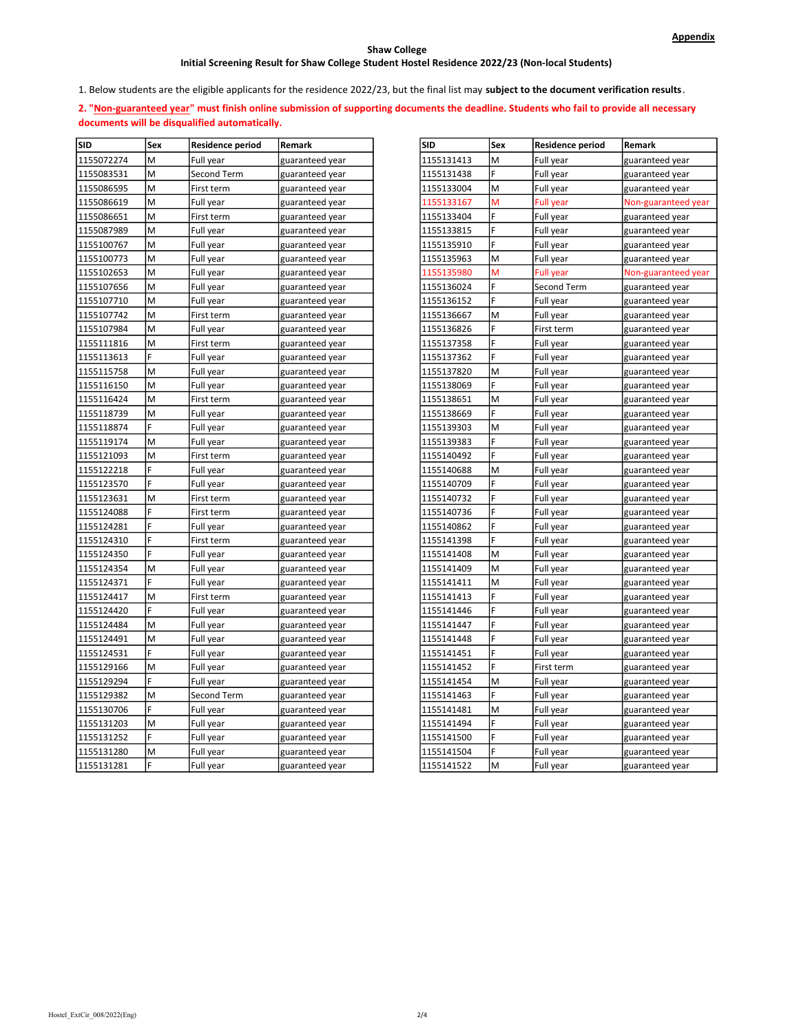**Appendix**

**Shaw College**

**Initial Screening Result for Shaw College Student Hostel Residence 2022/23 (Non-local Students)**

1. Below students are the eligible applicants for the residence 2022/23, but the final list may **subject to the document verification results**.

**2. "Non-guaranteed year" must finish online submission of supporting documents the deadline. Students who fail to provide all necessary documents will be disqualified automatically.**

| SID | Sex | Residence period | Remark |
|---|---|---|---|
| 1155072274 | M | Full year | guaranteed year |
| 1155083531 | M | Second Term | guaranteed year |
| 1155086595 | M | First term | guaranteed year |
| 1155086619 | M | Full year | guaranteed year |
| 1155086651 | M | First term | guaranteed year |
| 1155087989 | M | Full year | guaranteed year |
| 1155100767 | M | Full year | guaranteed year |
| 1155100773 | M | Full year | guaranteed year |
| 1155102653 | M | Full year | guaranteed year |
| 1155107656 | M | Full year | guaranteed year |
| 1155107710 | M | Full year | guaranteed year |
| 1155107742 | M | First term | guaranteed year |
| 1155107984 | M | Full year | guaranteed year |
| 1155111816 | M | First term | guaranteed year |
| 1155113613 | F | Full year | guaranteed year |
| 1155115758 | M | Full year | guaranteed year |
| 1155116150 | M | Full year | guaranteed year |
| 1155116424 | M | First term | guaranteed year |
| 1155118739 | M | Full year | guaranteed year |
| 1155118874 | F | Full year | guaranteed year |
| 1155119174 | M | Full year | guaranteed year |
| 1155121093 | M | First term | guaranteed year |
| 1155122218 | F | Full year | guaranteed year |
| 1155123570 | F | Full year | guaranteed year |
| 1155123631 | M | First term | guaranteed year |
| 1155124088 | F | First term | guaranteed year |
| 1155124281 | F | Full year | guaranteed year |
| 1155124310 | F | First term | guaranteed year |
| 1155124350 | F | Full year | guaranteed year |
| 1155124354 | M | Full year | guaranteed year |
| 1155124371 | F | Full year | guaranteed year |
| 1155124417 | M | First term | guaranteed year |
| 1155124420 | F | Full year | guaranteed year |
| 1155124484 | M | Full year | guaranteed year |
| 1155124491 | M | Full year | guaranteed year |
| 1155124531 | F | Full year | guaranteed year |
| 1155129166 | M | Full year | guaranteed year |
| 1155129294 | F | Full year | guaranteed year |
| 1155129382 | M | Second Term | guaranteed year |
| 1155130706 | F | Full year | guaranteed year |
| 1155131203 | M | Full year | guaranteed year |
| 1155131252 | F | Full year | guaranteed year |
| 1155131280 | M | Full year | guaranteed year |
| 1155131281 | F | Full year | guaranteed year |
| 1155131413 | M | Full year | guaranteed year |
| 1155131438 | F | Full year | guaranteed year |
| 1155133004 | M | Full year | guaranteed year |
| 1155133167 | M | Full year | Non-guaranteed year |
| 1155133404 | F | Full year | guaranteed year |
| 1155133815 | F | Full year | guaranteed year |
| 1155135910 | F | Full year | guaranteed year |
| 1155135963 | M | Full year | guaranteed year |
| 1155135980 | M | Full year | Non-guaranteed year |
| 1155136024 | F | Second Term | guaranteed year |
| 1155136152 | F | Full year | guaranteed year |
| 1155136667 | M | Full year | guaranteed year |
| 1155136826 | F | First term | guaranteed year |
| 1155137358 | F | Full year | guaranteed year |
| 1155137362 | F | Full year | guaranteed year |
| 1155137820 | M | Full year | guaranteed year |
| 1155138069 | F | Full year | guaranteed year |
| 1155138651 | M | Full year | guaranteed year |
| 1155138669 | F | Full year | guaranteed year |
| 1155139303 | M | Full year | guaranteed year |
| 1155139383 | F | Full year | guaranteed year |
| 1155140492 | F | Full year | guaranteed year |
| 1155140688 | M | Full year | guaranteed year |
| 1155140709 | F | Full year | guaranteed year |
| 1155140732 | F | Full year | guaranteed year |
| 1155140736 | F | Full year | guaranteed year |
| 1155140862 | F | Full year | guaranteed year |
| 1155141398 | F | Full year | guaranteed year |
| 1155141408 | M | Full year | guaranteed year |
| 1155141409 | M | Full year | guaranteed year |
| 1155141411 | M | Full year | guaranteed year |
| 1155141413 | F | Full year | guaranteed year |
| 1155141446 | F | Full year | guaranteed year |
| 1155141447 | F | Full year | guaranteed year |
| 1155141448 | F | Full year | guaranteed year |
| 1155141451 | F | Full year | guaranteed year |
| 1155141452 | F | First term | guaranteed year |
| 1155141454 | M | Full year | guaranteed year |
| 1155141463 | F | Full year | guaranteed year |
| 1155141481 | M | Full year | guaranteed year |
| 1155141494 | F | Full year | guaranteed year |
| 1155141500 | F | Full year | guaranteed year |
| 1155141504 | F | Full year | guaranteed year |
| 1155141522 | M | Full year | guaranteed year |

Hostel_ExtCir_008/2022(Eng)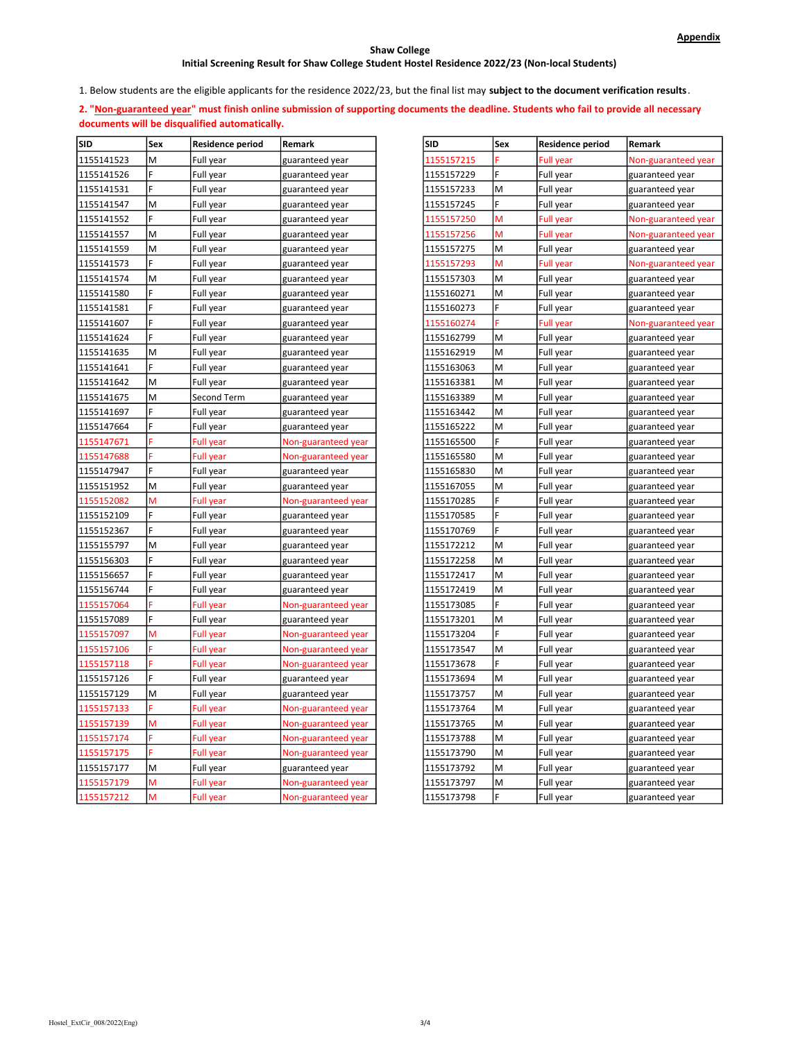**Appendix**

**Shaw College**

**Initial Screening Result for Shaw College Student Hostel Residence 2022/23 (Non-local Students)**

1. Below students are the eligible applicants for the residence 2022/23, but the final list may **subject to the document verification results**.

**2. "Non-guaranteed year" must finish online submission of supporting documents the deadline. Students who fail to provide all necessary documents will be disqualified automatically.**

| SID | Sex | Residence period | Remark |
|---|---|---|---|
| 1155141523 | M | Full year | guaranteed year |
| 1155141526 | F | Full year | guaranteed year |
| 1155141531 | F | Full year | guaranteed year |
| 1155141547 | M | Full year | guaranteed year |
| 1155141552 | F | Full year | guaranteed year |
| 1155141557 | M | Full year | guaranteed year |
| 1155141559 | M | Full year | guaranteed year |
| 1155141573 | F | Full year | guaranteed year |
| 1155141574 | M | Full year | guaranteed year |
| 1155141580 | F | Full year | guaranteed year |
| 1155141581 | F | Full year | guaranteed year |
| 1155141607 | F | Full year | guaranteed year |
| 1155141624 | F | Full year | guaranteed year |
| 1155141635 | M | Full year | guaranteed year |
| 1155141641 | F | Full year | guaranteed year |
| 1155141642 | M | Full year | guaranteed year |
| 1155141675 | M | Second Term | guaranteed year |
| 1155141697 | F | Full year | guaranteed year |
| 1155147664 | F | Full year | guaranteed year |
| 1155147671 | F | Full year | Non-guaranteed year |
| 1155147688 | F | Full year | Non-guaranteed year |
| 1155147947 | F | Full year | guaranteed year |
| 1155151952 | M | Full year | guaranteed year |
| 1155152082 | M | Full year | Non-guaranteed year |
| 1155152109 | F | Full year | guaranteed year |
| 1155152367 | F | Full year | guaranteed year |
| 1155155797 | M | Full year | guaranteed year |
| 1155156303 | F | Full year | guaranteed year |
| 1155156657 | F | Full year | guaranteed year |
| 1155156744 | F | Full year | guaranteed year |
| 1155157064 | F | Full year | Non-guaranteed year |
| 1155157089 | F | Full year | guaranteed year |
| 1155157097 | M | Full year | Non-guaranteed year |
| 1155157106 | F | Full year | Non-guaranteed year |
| 1155157118 | F | Full year | Non-guaranteed year |
| 1155157126 | F | Full year | guaranteed year |
| 1155157129 | M | Full year | guaranteed year |
| 1155157133 | F | Full year | Non-guaranteed year |
| 1155157139 | M | Full year | Non-guaranteed year |
| 1155157174 | F | Full year | Non-guaranteed year |
| 1155157175 | F | Full year | Non-guaranteed year |
| 1155157177 | M | Full year | guaranteed year |
| 1155157179 | M | Full year | Non-guaranteed year |
| 1155157212 | M | Full year | Non-guaranteed year |
| 1155157215 | F | Full year | Non-guaranteed year |
| 1155157229 | F | Full year | guaranteed year |
| 1155157233 | M | Full year | guaranteed year |
| 1155157245 | F | Full year | guaranteed year |
| 1155157250 | M | Full year | Non-guaranteed year |
| 1155157256 | M | Full year | Non-guaranteed year |
| 1155157275 | M | Full year | guaranteed year |
| 1155157293 | M | Full year | Non-guaranteed year |
| 1155157303 | M | Full year | guaranteed year |
| 1155160271 | M | Full year | guaranteed year |
| 1155160273 | F | Full year | guaranteed year |
| 1155160274 | F | Full year | Non-guaranteed year |
| 1155162799 | M | Full year | guaranteed year |
| 1155162919 | M | Full year | guaranteed year |
| 1155163063 | M | Full year | guaranteed year |
| 1155163381 | M | Full year | guaranteed year |
| 1155163389 | M | Full year | guaranteed year |
| 1155163442 | M | Full year | guaranteed year |
| 1155165222 | M | Full year | guaranteed year |
| 1155165500 | F | Full year | guaranteed year |
| 1155165580 | M | Full year | guaranteed year |
| 1155165830 | M | Full year | guaranteed year |
| 1155167055 | M | Full year | guaranteed year |
| 1155170285 | F | Full year | guaranteed year |
| 1155170585 | F | Full year | guaranteed year |
| 1155170769 | F | Full year | guaranteed year |
| 1155172212 | M | Full year | guaranteed year |
| 1155172258 | M | Full year | guaranteed year |
| 1155172417 | M | Full year | guaranteed year |
| 1155172419 | M | Full year | guaranteed year |
| 1155173085 | F | Full year | guaranteed year |
| 1155173201 | M | Full year | guaranteed year |
| 1155173204 | F | Full year | guaranteed year |
| 1155173547 | M | Full year | guaranteed year |
| 1155173678 | F | Full year | guaranteed year |
| 1155173694 | M | Full year | guaranteed year |
| 1155173757 | M | Full year | guaranteed year |
| 1155173764 | M | Full year | guaranteed year |
| 1155173765 | M | Full year | guaranteed year |
| 1155173788 | M | Full year | guaranteed year |
| 1155173790 | M | Full year | guaranteed year |
| 1155173792 | M | Full year | guaranteed year |
| 1155173797 | M | Full year | guaranteed year |
| 1155173798 | F | Full year | guaranteed year |

Hostel_ExtCir_008/2022(Eng)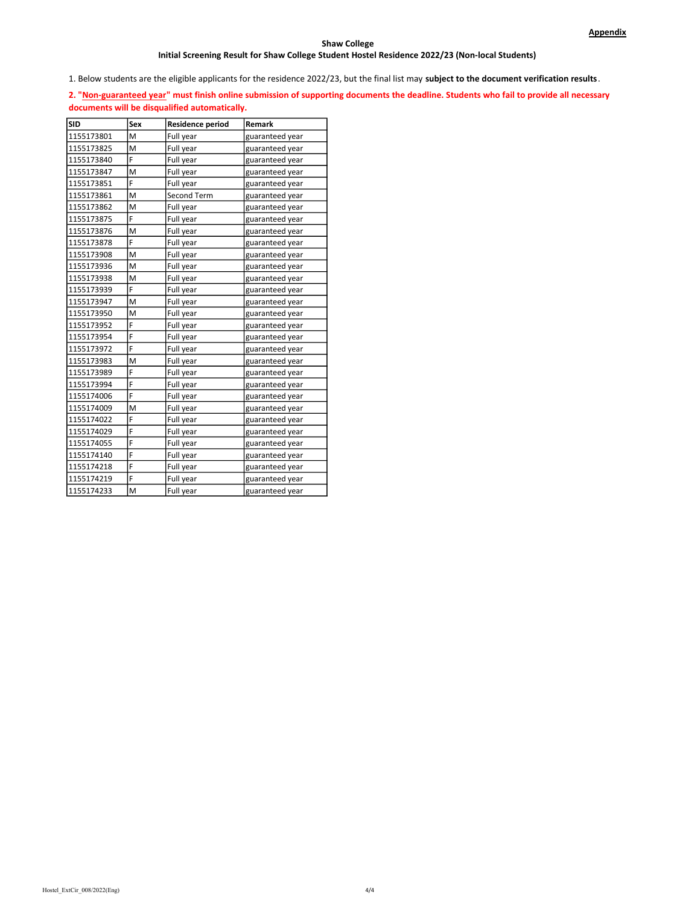**Appendix**

**Shaw College**

**Initial Screening Result for Shaw College Student Hostel Residence 2022/23 (Non-local Students)**

1. Below students are the eligible applicants for the residence 2022/23, but the final list may **subject to the document verification results**.

**2. "Non-guaranteed year" must finish online submission of supporting documents the deadline. Students who fail to provide all necessary documents will be disqualified automatically.**

| SID | Sex | Residence period | Remark |
|---|---|---|---|
| 1155173801 | M | Full year | guaranteed year |
| 1155173825 | M | Full year | guaranteed year |
| 1155173840 | F | Full year | guaranteed year |
| 1155173847 | M | Full year | guaranteed year |
| 1155173851 | F | Full year | guaranteed year |
| 1155173861 | M | Second Term | guaranteed year |
| 1155173862 | M | Full year | guaranteed year |
| 1155173875 | F | Full year | guaranteed year |
| 1155173876 | M | Full year | guaranteed year |
| 1155173878 | F | Full year | guaranteed year |
| 1155173908 | M | Full year | guaranteed year |
| 1155173936 | M | Full year | guaranteed year |
| 1155173938 | M | Full year | guaranteed year |
| 1155173939 | F | Full year | guaranteed year |
| 1155173947 | M | Full year | guaranteed year |
| 1155173950 | M | Full year | guaranteed year |
| 1155173952 | F | Full year | guaranteed year |
| 1155173954 | F | Full year | guaranteed year |
| 1155173972 | F | Full year | guaranteed year |
| 1155173983 | M | Full year | guaranteed year |
| 1155173989 | F | Full year | guaranteed year |
| 1155173994 | F | Full year | guaranteed year |
| 1155174006 | F | Full year | guaranteed year |
| 1155174009 | M | Full year | guaranteed year |
| 1155174022 | F | Full year | guaranteed year |
| 1155174029 | F | Full year | guaranteed year |
| 1155174055 | F | Full year | guaranteed year |
| 1155174140 | F | Full year | guaranteed year |
| 1155174218 | F | Full year | guaranteed year |
| 1155174219 | F | Full year | guaranteed year |
| 1155174233 | M | Full year | guaranteed year |

Hostel_ExtCir_008/2022(Eng)